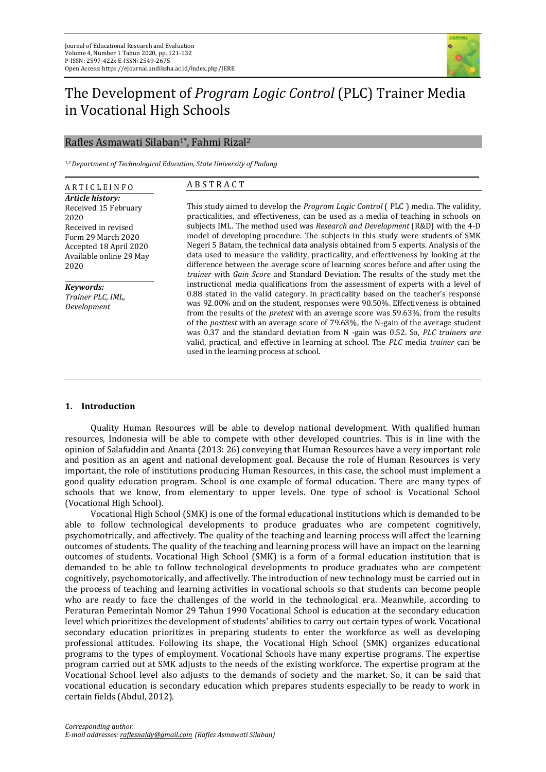# The Development of *Program Logic Control* (PLC) Trainer Media in Vocational High Schools

Rafles Asmawati Silaban[1*], Fahmi Rizal[2]

*[1,2] Department of Technological Education, State University of Padang*

**ARTICLE INFO**

***Article history:***
Received 15 February 2020
Received in revised Form 29 March 2020
Accepted 18 April 2020
Available online 29 May 2020

***Keywords:***
*Trainer PLC, IML, Development*

**ABSTRACT**

This study aimed to develop the *Program Logic Control* ( PLC ) media. The validity, practicalities, and effectiveness, can be used as a media of teaching in schools on subjects IML. The method used was *Research and Development* (R&D) with the 4-D model of developing procedure. The subjects in this study were students of SMK Negeri 5 Batam, the technical data analysis obtained from 5 experts. Analysis of the data used to measure the validity, practicality, and effectiveness by looking at the difference between the average score of learning scores before and after using the *trainer* with *Gain Score* and Standard Deviation. The results of the study met the instructional media qualifications from the assessment of experts with a level of 0.88 stated in the valid category. In practicality based on the teacher's response was 92.00% and on the student, responses were 90.50%. Effectiveness is obtained from the results of the *pretest* with an average score was 59.63%, from the results of the *posttest* with an average score of 79.63%, the N-gain of the average student was 0.37 and the standard deviation from N -gain was 0.52. So, *PLC trainers are* valid, practical, and effective in learning at school. The *PLC* media *trainer* can be used in the learning process at school.

## 1. Introduction

Quality Human Resources will be able to develop national development. With qualified human resources, Indonesia will be able to compete with other developed countries. This is in line with the opinion of Salafuddin and Ananta (2013: 26) conveying that Human Resources have a very important role and position as an agent and national development goal. Because the role of Human Resources is very important, the role of institutions producing Human Resources, in this case, the school must implement a good quality education program. School is one example of formal education. There are many types of schools that we know, from elementary to upper levels. One type of school is Vocational School (Vocational High School).

Vocational High School (SMK) is one of the formal educational institutions which is demanded to be able to follow technological developments to produce graduates who are competent cognitively, psychomotrically, and affectively. The quality of the teaching and learning process will affect the learning outcomes of students. The quality of the teaching and learning process will have an impact on the learning outcomes of students. Vocational High School (SMK) is a form of a formal education institution that is demanded to be able to follow technological developments to produce graduates who are competent cognitively, psychomotorically, and affectivelly. The introduction of new technology must be carried out in the process of teaching and learning activities in vocational schools so that students can become people who are ready to face the challenges of the world in the technological era. Meanwhile, according to Peraturan Pemerintah Nomor 29 Tahun 1990 Vocational School is education at the secondary education level which prioritizes the development of students' abilities to carry out certain types of work. Vocational secondary education prioritizes in preparing students to enter the workforce as well as developing professional attitudes. Following its shape, the Vocational High School (SMK) organizes educational programs to the types of employment. Vocational Schools have many expertise programs. The expertise program carried out at SMK adjusts to the needs of the existing workforce. The expertise program at the Vocational School level also adjusts to the demands of society and the market. So, it can be said that vocational education is secondary education which prepares students especially to be ready to work in certain fields (Abdul, 2012).

*Corresponding author.*
*E-mail addresses: raflesnaldy@gmail.com (Rafles Asmawati Silaban)*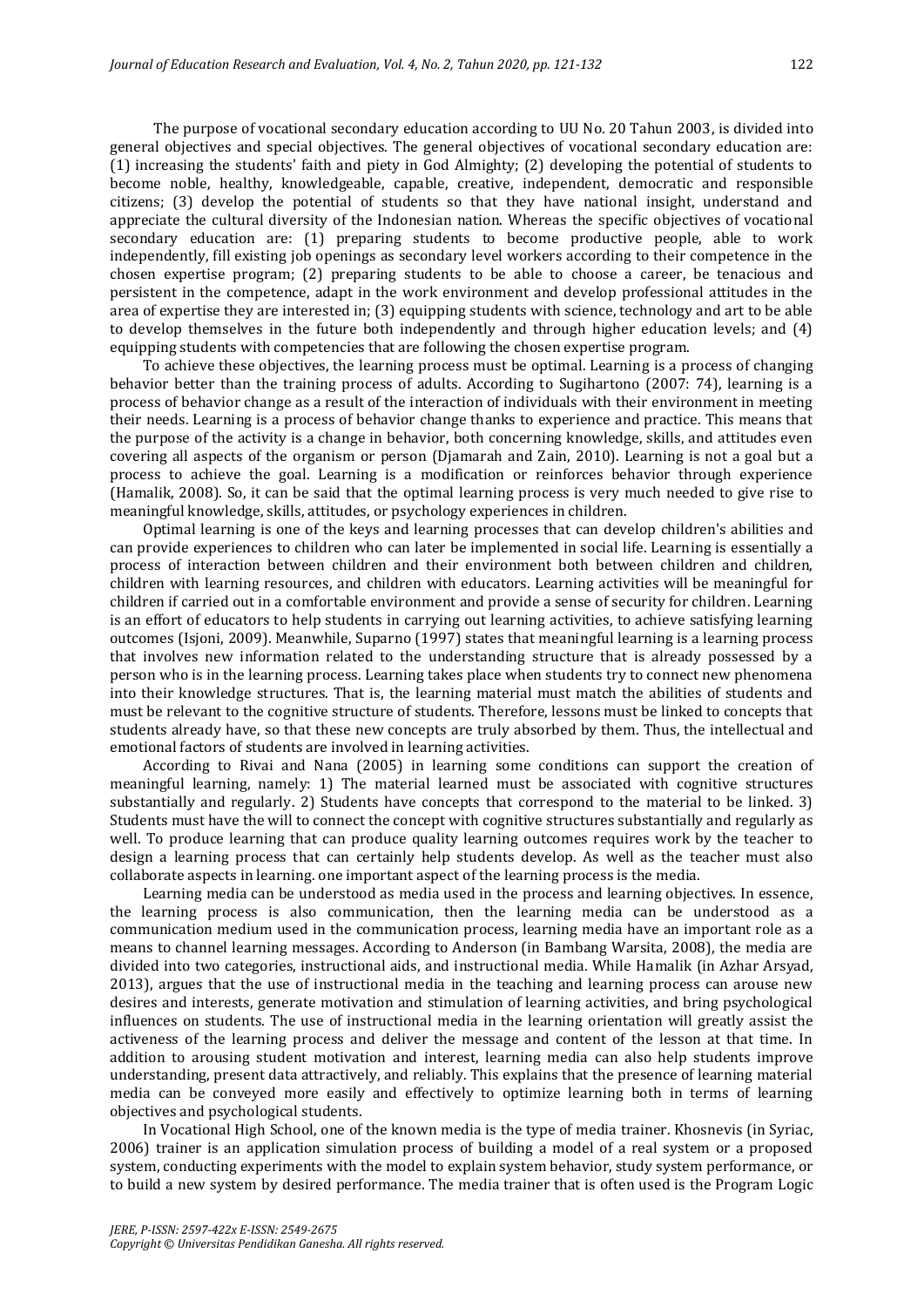The purpose of vocational secondary education according to UU No. 20 Tahun 2003, is divided into general objectives and special objectives. The general objectives of vocational secondary education are: (1) increasing the students' faith and piety in God Almighty; (2) developing the potential of students to become noble, healthy, knowledgeable, capable, creative, independent, democratic and responsible citizens; (3) develop the potential of students so that they have national insight, understand and appreciate the cultural diversity of the Indonesian nation. Whereas the specific objectives of vocational secondary education are: (1) preparing students to become productive people, able to work independently, fill existing job openings as secondary level workers according to their competence in the chosen expertise program; (2) preparing students to be able to choose a career, be tenacious and persistent in the competence, adapt in the work environment and develop professional attitudes in the area of expertise they are interested in; (3) equipping students with science, technology and art to be able to develop themselves in the future both independently and through higher education levels; and (4) equipping students with competencies that are following the chosen expertise program.

To achieve these objectives, the learning process must be optimal. Learning is a process of changing behavior better than the training process of adults. According to Sugihartono (2007: 74), learning is a process of behavior change as a result of the interaction of individuals with their environment in meeting their needs. Learning is a process of behavior change thanks to experience and practice. This means that the purpose of the activity is a change in behavior, both concerning knowledge, skills, and attitudes even covering all aspects of the organism or person (Djamarah and Zain, 2010). Learning is not a goal but a process to achieve the goal. Learning is a modification or reinforces behavior through experience (Hamalik, 2008). So, it can be said that the optimal learning process is very much needed to give rise to meaningful knowledge, skills, attitudes, or psychology experiences in children.

Optimal learning is one of the keys and learning processes that can develop children's abilities and can provide experiences to children who can later be implemented in social life. Learning is essentially a process of interaction between children and their environment both between children and children, children with learning resources, and children with educators. Learning activities will be meaningful for children if carried out in a comfortable environment and provide a sense of security for children. Learning is an effort of educators to help students in carrying out learning activities, to achieve satisfying learning outcomes (Isjoni, 2009). Meanwhile, Suparno (1997) states that meaningful learning is a learning process that involves new information related to the understanding structure that is already possessed by a person who is in the learning process. Learning takes place when students try to connect new phenomena into their knowledge structures. That is, the learning material must match the abilities of students and must be relevant to the cognitive structure of students. Therefore, lessons must be linked to concepts that students already have, so that these new concepts are truly absorbed by them. Thus, the intellectual and emotional factors of students are involved in learning activities.

According to Rivai and Nana (2005) in learning some conditions can support the creation of meaningful learning, namely: 1) The material learned must be associated with cognitive structures substantially and regularly. 2) Students have concepts that correspond to the material to be linked. 3) Students must have the will to connect the concept with cognitive structures substantially and regularly as well. To produce learning that can produce quality learning outcomes requires work by the teacher to design a learning process that can certainly help students develop. As well as the teacher must also collaborate aspects in learning. one important aspect of the learning process is the media.

Learning media can be understood as media used in the process and learning objectives. In essence, the learning process is also communication, then the learning media can be understood as a communication medium used in the communication process, learning media have an important role as a means to channel learning messages. According to Anderson (in Bambang Warsita, 2008), the media are divided into two categories, instructional aids, and instructional media. While Hamalik (in Azhar Arsyad, 2013), argues that the use of instructional media in the teaching and learning process can arouse new desires and interests, generate motivation and stimulation of learning activities, and bring psychological influences on students. The use of instructional media in the learning orientation will greatly assist the activeness of the learning process and deliver the message and content of the lesson at that time. In addition to arousing student motivation and interest, learning media can also help students improve understanding, present data attractively, and reliably. This explains that the presence of learning material media can be conveyed more easily and effectively to optimize learning both in terms of learning objectives and psychological students.

In Vocational High School, one of the known media is the type of media trainer. Khosnevis (in Syriac, 2006) trainer is an application simulation process of building a model of a real system or a proposed system, conducting experiments with the model to explain system behavior, study system performance, or to build a new system by desired performance. The media trainer that is often used is the Program Logic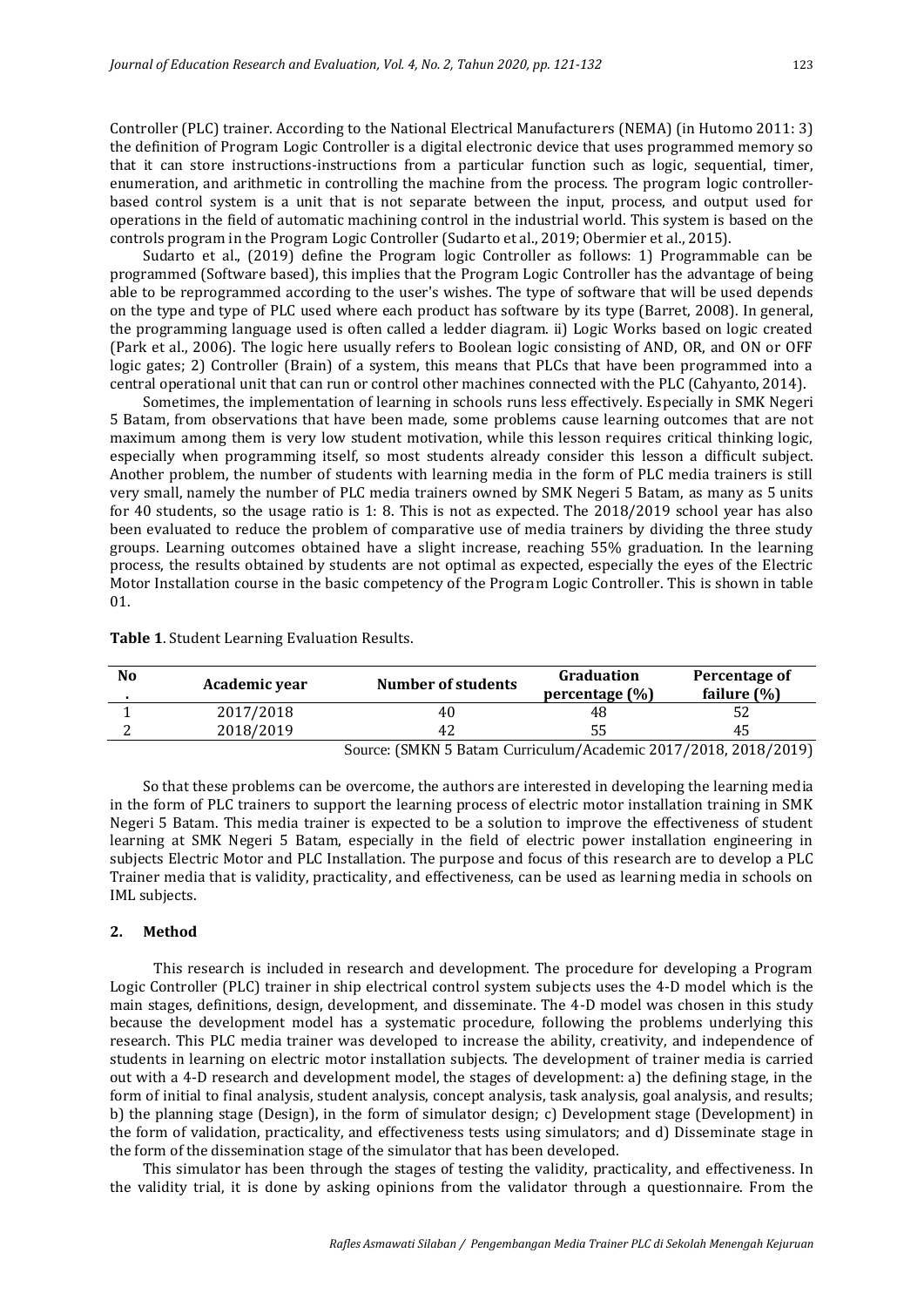Controller (PLC) trainer. According to the National Electrical Manufacturers (NEMA) (in Hutomo 2011: 3) the definition of Program Logic Controller is a digital electronic device that uses programmed memory so that it can store instructions-instructions from a particular function such as logic, sequential, timer, enumeration, and arithmetic in controlling the machine from the process. The program logic controller-based control system is a unit that is not separate between the input, process, and output used for operations in the field of automatic machining control in the industrial world. This system is based on the controls program in the Program Logic Controller (Sudarto et al., 2019; Obermier et al., 2015).

Sudarto et al., (2019) define the Program logic Controller as follows: 1) Programmable can be programmed (Software based), this implies that the Program Logic Controller has the advantage of being able to be reprogrammed according to the user's wishes. The type of software that will be used depends on the type and type of PLC used where each product has software by its type (Barret, 2008). In general, the programming language used is often called a ledder diagram. ii) Logic Works based on logic created (Park et al., 2006). The logic here usually refers to Boolean logic consisting of AND, OR, and ON or OFF logic gates; 2) Controller (Brain) of a system, this means that PLCs that have been programmed into a central operational unit that can run or control other machines connected with the PLC (Cahyanto, 2014).

Sometimes, the implementation of learning in schools runs less effectively. Especially in SMK Negeri 5 Batam, from observations that have been made, some problems cause learning outcomes that are not maximum among them is very low student motivation, while this lesson requires critical thinking logic, especially when programming itself, so most students already consider this lesson a difficult subject. Another problem, the number of students with learning media in the form of PLC media trainers is still very small, namely the number of PLC media trainers owned by SMK Negeri 5 Batam, as many as 5 units for 40 students, so the usage ratio is 1: 8. This is not as expected. The 2018/2019 school year has also been evaluated to reduce the problem of comparative use of media trainers by dividing the three study groups. Learning outcomes obtained have a slight increase, reaching 55% graduation. In the learning process, the results obtained by students are not optimal as expected, especially the eyes of the Electric Motor Installation course in the basic competency of the Program Logic Controller. This is shown in table 01.

**Table 1**. Student Learning Evaluation Results.

| No. | Academic year | Number of students | Graduation percentage (%) | Percentage of failure (%) |
|---|---|---|---|---|
| 1 | 2017/2018 | 40 | 48 | 52 |
| 2 | 2018/2019 | 42 | 55 | 45 |

Source: (SMKN 5 Batam Curriculum/Academic 2017/2018, 2018/2019)

So that these problems can be overcome, the authors are interested in developing the learning media in the form of PLC trainers to support the learning process of electric motor installation training in SMK Negeri 5 Batam. This media trainer is expected to be a solution to improve the effectiveness of student learning at SMK Negeri 5 Batam, especially in the field of electric power installation engineering in subjects Electric Motor and PLC Installation. The purpose and focus of this research are to develop a PLC Trainer media that is validity, practicality, and effectiveness, can be used as learning media in schools on IML subjects.

## 2. Method

This research is included in research and development. The procedure for developing a Program Logic Controller (PLC) trainer in ship electrical control system subjects uses the 4-D model which is the main stages, definitions, design, development, and disseminate. The 4-D model was chosen in this study because the development model has a systematic procedure, following the problems underlying this research. This PLC media trainer was developed to increase the ability, creativity, and independence of students in learning on electric motor installation subjects. The development of trainer media is carried out with a 4-D research and development model, the stages of development: a) the defining stage, in the form of initial to final analysis, student analysis, concept analysis, task analysis, goal analysis, and results; b) the planning stage (Design), in the form of simulator design; c) Development stage (Development) in the form of validation, practicality, and effectiveness tests using simulators; and d) Disseminate stage in the form of the dissemination stage of the simulator that has been developed.

This simulator has been through the stages of testing the validity, practicality, and effectiveness. In the validity trial, it is done by asking opinions from the validator through a questionnaire. From the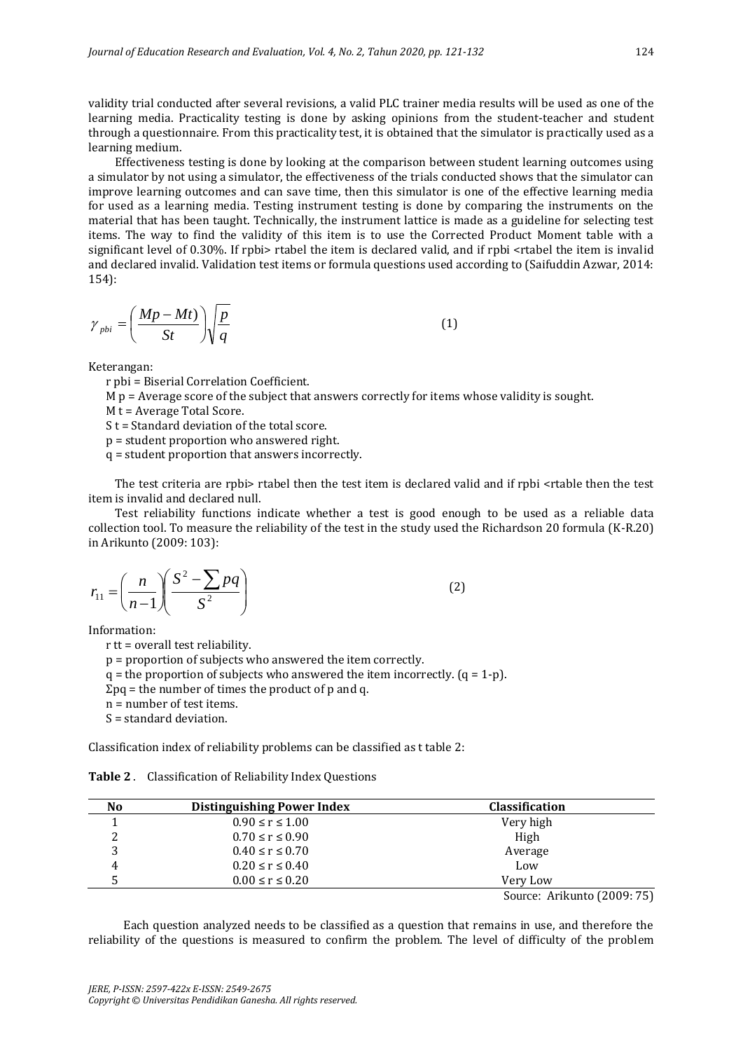validity trial conducted after several revisions, a valid PLC trainer media results will be used as one of the learning media. Practicality testing is done by asking opinions from the student-teacher and student through a questionnaire. From this practicality test, it is obtained that the simulator is practically used as a learning medium.

Effectiveness testing is done by looking at the comparison between student learning outcomes using a simulator by not using a simulator, the effectiveness of the trials conducted shows that the simulator can improve learning outcomes and can save time, then this simulator is one of the effective learning media for used as a learning media. Testing instrument testing is done by comparing the instruments on the material that has been taught. Technically, the instrument lattice is made as a guideline for selecting test items. The way to find the validity of this item is to use the Corrected Product Moment table with a significant level of 0.30%. If rpbi> rtabel the item is declared valid, and if rpbi <rtabel the item is invalid and declared invalid. Validation test items or formula questions used according to (Saifuddin Azwar, 2014: 154):

$$\gamma_{pbi} = \left(\frac{Mp - Mt}{St}\right)\sqrt{\frac{p}{q}} \tag{1}$$

Keterangan:

r pbi = Biserial Correlation Coefficient.
M p = Average score of the subject that answers correctly for items whose validity is sought.
M t = Average Total Score.
S t = Standard deviation of the total score.
p = student proportion who answered right.
q = student proportion that answers incorrectly.

The test criteria are rpbi> rtabel then the test item is declared valid and if rpbi <rtable then the test item is invalid and declared null.

Test reliability functions indicate whether a test is good enough to be used as a reliable data collection tool. To measure the reliability of the test in the study used the Richardson 20 formula (K-R.20) in Arikunto (2009: 103):

$$r_{11} = \left(\frac{n}{n-1}\right)\left(\frac{S^2 - \sum pq}{S^2}\right) \tag{2}$$

Information:

r tt = overall test reliability.
p = proportion of subjects who answered the item correctly.
q = the proportion of subjects who answered the item incorrectly. (q = 1-p).
Σpq = the number of times the product of p and q.
n = number of test items.
S = standard deviation.

Classification index of reliability problems can be classified as t table 2:

**Table 2**. Classification of Reliability Index Questions

| No | Distinguishing Power Index | Classification |
|---|---|---|
| 1 | $0.90 \leq r \leq 1.00$ | Very high |
| 2 | $0.70 \leq r \leq 0.90$ | High |
| 3 | $0.40 \leq r \leq 0.70$ | Average |
| 4 | $0.20 \leq r \leq 0.40$ | Low |
| 5 | $0.00 \leq r \leq 0.20$ | Very Low |

Source: Arikunto (2009: 75)

Each question analyzed needs to be classified as a question that remains in use, and therefore the reliability of the questions is measured to confirm the problem. The level of difficulty of the problem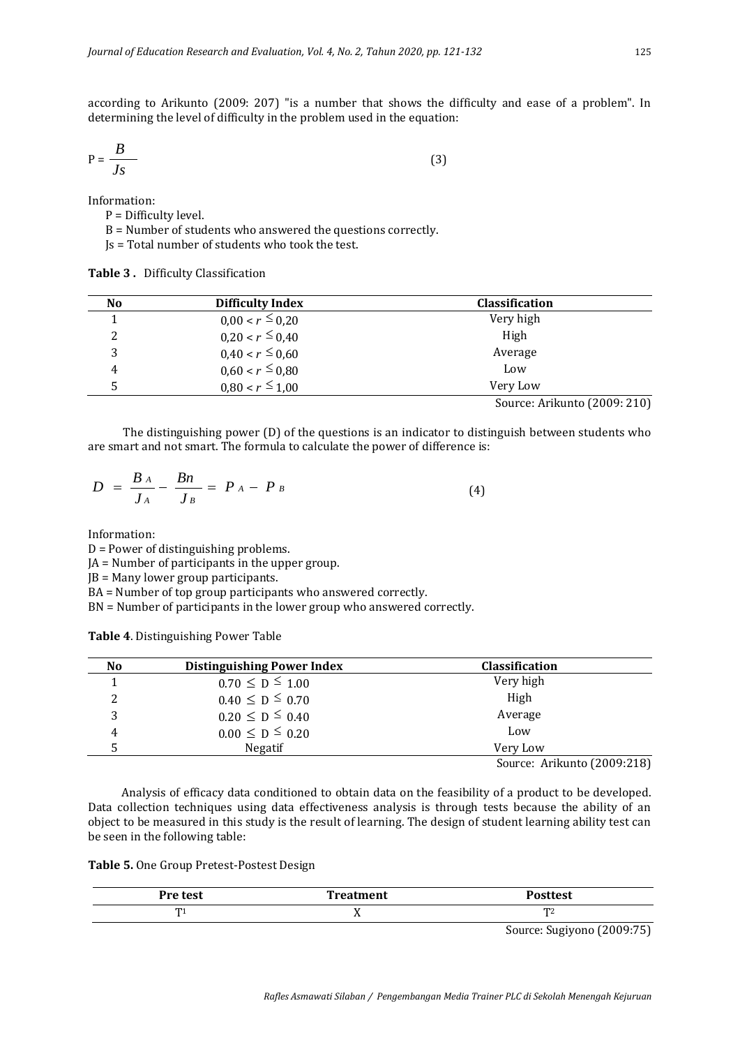according to Arikunto (2009: 207) "is a number that shows the difficulty and ease of a problem". In determining the level of difficulty in the problem used in the equation:

$$P = \frac{B}{Js} \tag{3}$$

Information:

P = Difficulty level.

B = Number of students who answered the questions correctly.

Js = Total number of students who took the test.

**Table 3 .** Difficulty Classification

| No | Difficulty Index | Classification |
|---|---|---|
| 1 | $0{,}00 < r \leq 0{,}20$ | Very high |
| 2 | $0{,}20 < r \leq 0{,}40$ | High |
| 3 | $0{,}40 < r \leq 0{,}60$ | Average |
| 4 | $0{,}60 < r \leq 0{,}80$ | Low |
| 5 | $0{,}80 < r \leq 1{,}00$ | Very Low |

Source: Arikunto (2009: 210)

The distinguishing power (D) of the questions is an indicator to distinguish between students who are smart and not smart. The formula to calculate the power of difference is:

$$D = \frac{B_A}{J_A} - \frac{Bn}{J_B} = P_A - P_B \tag{4}$$

Information:

D = Power of distinguishing problems.

JA = Number of participants in the upper group.

JB = Many lower group participants.

BA = Number of top group participants who answered correctly.

BN = Number of participants in the lower group who answered correctly.

**Table 4**. Distinguishing Power Table

| No | Distinguishing Power Index | Classification |
|---|---|---|
| 1 | $0.70 \leq D \leq 1.00$ | Very high |
| 2 | $0.40 \leq D \leq 0.70$ | High |
| 3 | $0.20 \leq D \leq 0.40$ | Average |
| 4 | $0.00 \leq D \leq 0.20$ | Low |
| 5 | Negatif | Very Low |

Source: Arikunto (2009:218)

Analysis of efficacy data conditioned to obtain data on the feasibility of a product to be developed. Data collection techniques using data effectiveness analysis is through tests because the ability of an object to be measured in this study is the result of learning. The design of student learning ability test can be seen in the following table:

**Table 5.** One Group Pretest-Postest Design

| Pre test | Treatment | Posttest |
|---|---|---|
| $T^1$ | X | $T^2$ |

Source: Sugiyono (2009:75)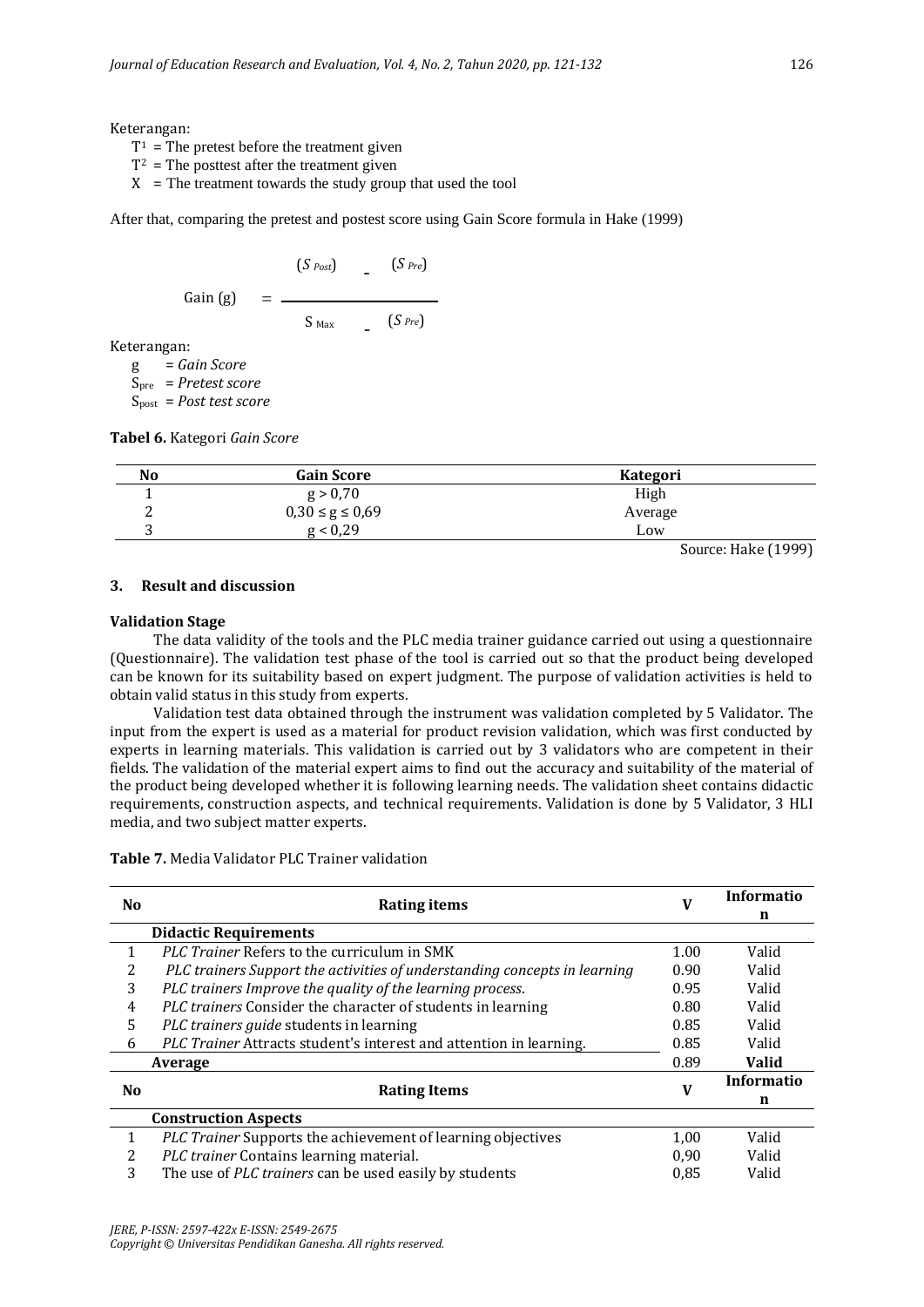Keterangan:

$T^1$ = The pretest before the treatment given
$T^2$ = The posttest after the treatment given
X = The treatment towards the study group that used the tool

After that, comparing the pretest and postest score using Gain Score formula in Hake (1999)

$$\text{Gain (g)} = \frac{(S_{Post}) - (S_{Pre})}{S_{Max} - (S_{Pre})}$$

Keterangan:

g = *Gain Score*
$S_{pre}$ = *Pretest score*
$S_{post}$ = *Post test score*

**Tabel 6.** Kategori *Gain Score*

| No | Gain Score | Kategori |
|---|---|---|
| 1 | $g > 0{,}70$ | High |
| 2 | $0{,}30 \leq g \leq 0{,}69$ | Average |
| 3 | $g < 0{,}29$ | Low |

Source: Hake (1999)

## 3. Result and discussion

### Validation Stage

The data validity of the tools and the PLC media trainer guidance carried out using a questionnaire (Questionnaire). The validation test phase of the tool is carried out so that the product being developed can be known for its suitability based on expert judgment. The purpose of validation activities is held to obtain valid status in this study from experts.

Validation test data obtained through the instrument was validation completed by 5 Validator. The input from the expert is used as a material for product revision validation, which was first conducted by experts in learning materials. This validation is carried out by 3 validators who are competent in their fields. The validation of the material expert aims to find out the accuracy and suitability of the material of the product being developed whether it is following learning needs. The validation sheet contains didactic requirements, construction aspects, and technical requirements. Validation is done by 5 Validator, 3 HLI media, and two subject matter experts.

**Table 7.** Media Validator PLC Trainer validation

| No | Rating items | V | Information |
|---|---|---|---|
| | **Didactic Requirements** | | |
| 1 | *PLC Trainer* Refers to the curriculum in SMK | 1.00 | Valid |
| 2 | *PLC trainers Support the activities of understanding concepts in learning* | 0.90 | Valid |
| 3 | *PLC trainers Improve the quality of the learning process.* | 0.95 | Valid |
| 4 | *PLC trainers* Consider the character of students in learning | 0.80 | Valid |
| 5 | *PLC trainers guide* students in learning | 0.85 | Valid |
| 6 | *PLC Trainer* Attracts student's interest and attention in learning. | 0.85 | Valid |
| | **Average** | 0.89 | **Valid** |
| **No** | **Rating Items** | **V** | **Information** |
| | **Construction Aspects** | | |
| 1 | *PLC Trainer* Supports the achievement of learning objectives | 1,00 | Valid |
| 2 | *PLC trainer* Contains learning material. | 0,90 | Valid |
| 3 | The use of *PLC trainers* can be used easily by students | 0,85 | Valid |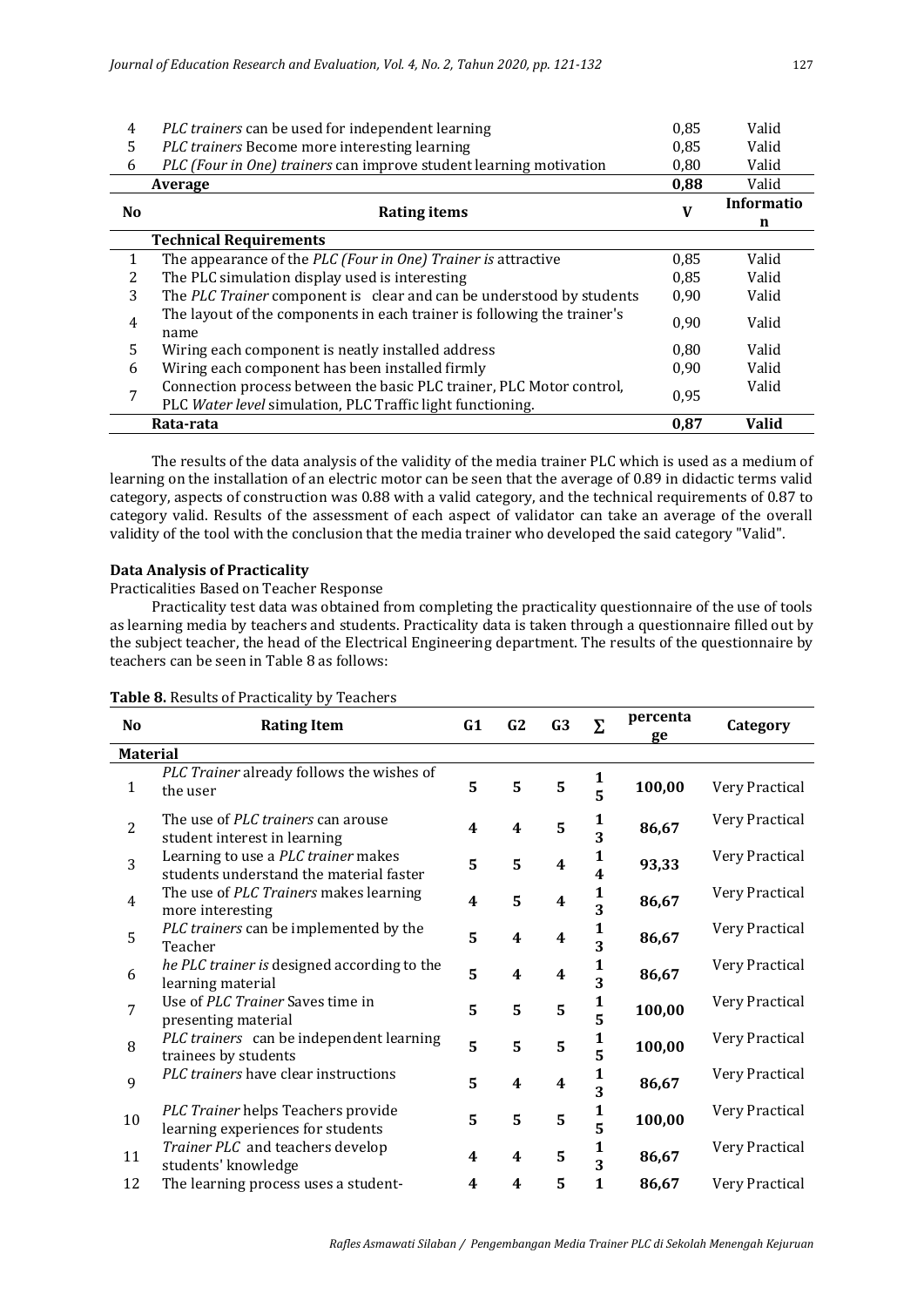| No | Rating items | V | Information |
|---|---|---|---|
| 4 | *PLC trainers* can be used for independent learning | 0,85 | Valid |
| 5 | *PLC trainers* Become more interesting learning | 0,85 | Valid |
| 6 | *PLC (Four in One) trainers* can improve student learning motivation | 0,80 | Valid |
| | **Average** | **0,88** | Valid |

| No | Rating items | V | Information |
|---|---|---|---|
| | **Technical Requirements** | | |
| 1 | The appearance of the *PLC (Four in One) Trainer is* attractive | 0,85 | Valid |
| 2 | The PLC simulation display used is interesting | 0,85 | Valid |
| 3 | The *PLC Trainer* component is clear and can be understood by students | 0,90 | Valid |
| 4 | The layout of the components in each trainer is following the trainer's name | 0,90 | Valid |
| 5 | Wiring each component is neatly installed address | 0,80 | Valid |
| 6 | Wiring each component has been installed firmly | 0,90 | Valid |
| 7 | Connection process between the basic PLC trainer, PLC Motor control, PLC *Water level* simulation, PLC Traffic light functioning. | 0,95 | Valid |
| | **Rata-rata** | **0,87** | **Valid** |

The results of the data analysis of the validity of the media trainer PLC which is used as a medium of learning on the installation of an electric motor can be seen that the average of 0.89 in didactic terms valid category, aspects of construction was 0.88 with a valid category, and the technical requirements of 0.87 to category valid. Results of the assessment of each aspect of validator can take an average of the overall validity of the tool with the conclusion that the media trainer who developed the said category "Valid".

**Data Analysis of Practicality**

Practicalities Based on Teacher Response

Practicality test data was obtained from completing the practicality questionnaire of the use of tools as learning media by teachers and students. Practicality data is taken through a questionnaire filled out by the subject teacher, the head of the Electrical Engineering department. The results of the questionnaire by teachers can be seen in Table 8 as follows:

**Table 8.** Results of Practicality by Teachers

| No | Rating Item | G1 | G2 | G3 | ∑ | percentage | Category |
|---|---|---|---|---|---|---|---|
| **Material** | | | | | | | |
| 1 | *PLC Trainer* already follows the wishes of the user | 5 | 5 | 5 | 15 | 100,00 | Very Practical |
| 2 | The use of *PLC trainers* can arouse student interest in learning | 4 | 4 | 5 | 13 | 86,67 | Very Practical |
| 3 | Learning to use a *PLC trainer* makes students understand the material faster | 5 | 5 | 4 | 14 | 93,33 | Very Practical |
| 4 | The use of *PLC Trainers* makes learning more interesting | 4 | 5 | 4 | 13 | 86,67 | Very Practical |
| 5 | *PLC trainers* can be implemented by the Teacher | 5 | 4 | 4 | 13 | 86,67 | Very Practical |
| 6 | *he PLC trainer is* designed according to the learning material | 5 | 4 | 4 | 13 | 86,67 | Very Practical |
| 7 | Use of *PLC Trainer* Saves time in presenting material | 5 | 5 | 5 | 15 | 100,00 | Very Practical |
| 8 | *PLC trainers* can be independent learning trainees by students | 5 | 5 | 5 | 15 | 100,00 | Very Practical |
| 9 | *PLC trainers* have clear instructions | 5 | 4 | 4 | 13 | 86,67 | Very Practical |
| 10 | *PLC Trainer* helps Teachers provide learning experiences for students | 5 | 5 | 5 | 15 | 100,00 | Very Practical |
| 11 | *Trainer PLC* and teachers develop students' knowledge | 4 | 4 | 5 | 13 | 86,67 | Very Practical |
| 12 | The learning process uses a student- | 4 | 4 | 5 | 1 | 86,67 | Very Practical |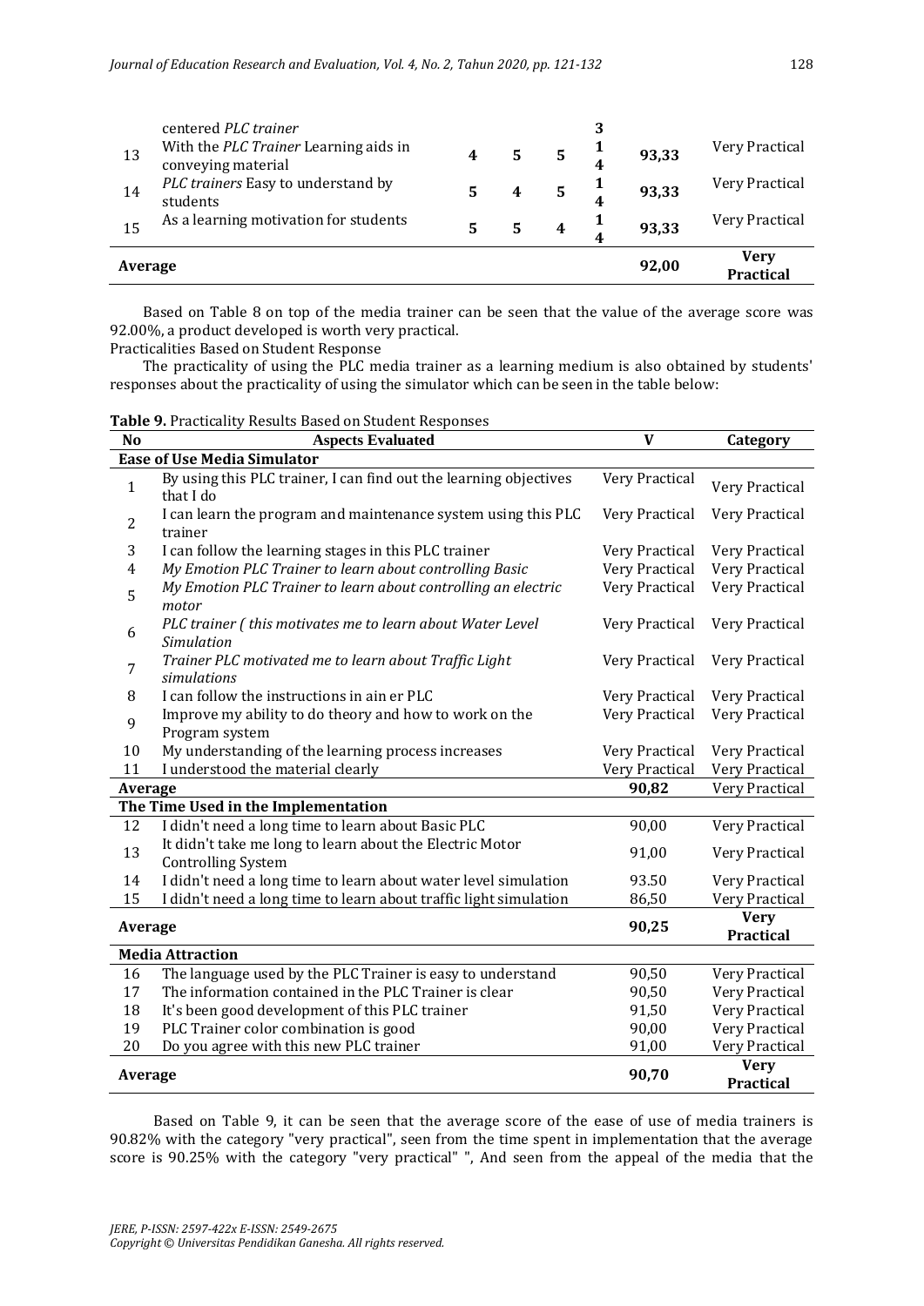| | | | | | | | |
|---|---|---|---|---|---|---|---|
| | centered *PLC trainer* | | | | 3 | | |
| 13 | With the *PLC Trainer* Learning aids in conveying material | 4 | 5 | 5 | 14 | 93,33 | Very Practical |
| 14 | *PLC trainers* Easy to understand by students | 5 | 4 | 5 | 14 | 93,33 | Very Practical |
| 15 | As a learning motivation for students | 5 | 5 | 4 | 14 | 93,33 | Very Practical |
| **Average** | | | | | | **92,00** | **Very Practical** |

Based on Table 8 on top of the media trainer can be seen that the value of the average score was 92.00%, a product developed is worth very practical.

Practicalities Based on Student Response

The practicality of using the PLC media trainer as a learning medium is also obtained by students' responses about the practicality of using the simulator which can be seen in the table below:

**Table 9.** Practicality Results Based on Student Responses

| No | Aspects Evaluated | V | Category |
|---|---|---|---|
| **Ease of Use Media Simulator** | | | |
| 1 | By using this PLC trainer, I can find out the learning objectives that I do | Very Practical | Very Practical |
| 2 | I can learn the program and maintenance system using this PLC trainer | Very Practical | Very Practical |
| 3 | I can follow the learning stages in this PLC trainer | Very Practical | Very Practical |
| 4 | *My Emotion PLC Trainer to learn about controlling Basic* | Very Practical | Very Practical |
| 5 | *My Emotion PLC Trainer to learn about controlling an electric motor* | Very Practical | Very Practical |
| 6 | *PLC trainer ( this motivates me to learn about Water Level Simulation* | Very Practical | Very Practical |
| 7 | *Trainer PLC motivated me to learn about Traffic Light simulations* | Very Practical | Very Practical |
| 8 | I can follow the instructions in ain er PLC | Very Practical | Very Practical |
| 9 | Improve my ability to do theory and how to work on the Program system | Very Practical | Very Practical |
| 10 | My understanding of the learning process increases | Very Practical | Very Practical |
| 11 | I understood the material clearly | Very Practical | Very Practical |
| **Average** | | **90,82** | Very Practical |
| **The Time Used in the Implementation** | | | |
| 12 | I didn't need a long time to learn about Basic PLC | 90,00 | Very Practical |
| 13 | It didn't take me long to learn about the Electric Motor Controlling System | 91,00 | Very Practical |
| 14 | I didn't need a long time to learn about water level simulation | 93.50 | Very Practical |
| 15 | I didn't need a long time to learn about traffic light simulation | 86,50 | Very Practical |
| **Average** | | **90,25** | **Very Practical** |
| **Media Attraction** | | | |
| 16 | The language used by the PLC Trainer is easy to understand | 90,50 | Very Practical |
| 17 | The information contained in the PLC Trainer is clear | 90,50 | Very Practical |
| 18 | It's been good development of this PLC trainer | 91,50 | Very Practical |
| 19 | PLC Trainer color combination is good | 90,00 | Very Practical |
| 20 | Do you agree with this new PLC trainer | 91,00 | Very Practical |
| **Average** | | **90,70** | **Very Practical** |

Based on Table 9, it can be seen that the average score of the ease of use of media trainers is 90.82% with the category "very practical", seen from the time spent in implementation that the average score is 90.25% with the category "very practical" ", And seen from the appeal of the media that the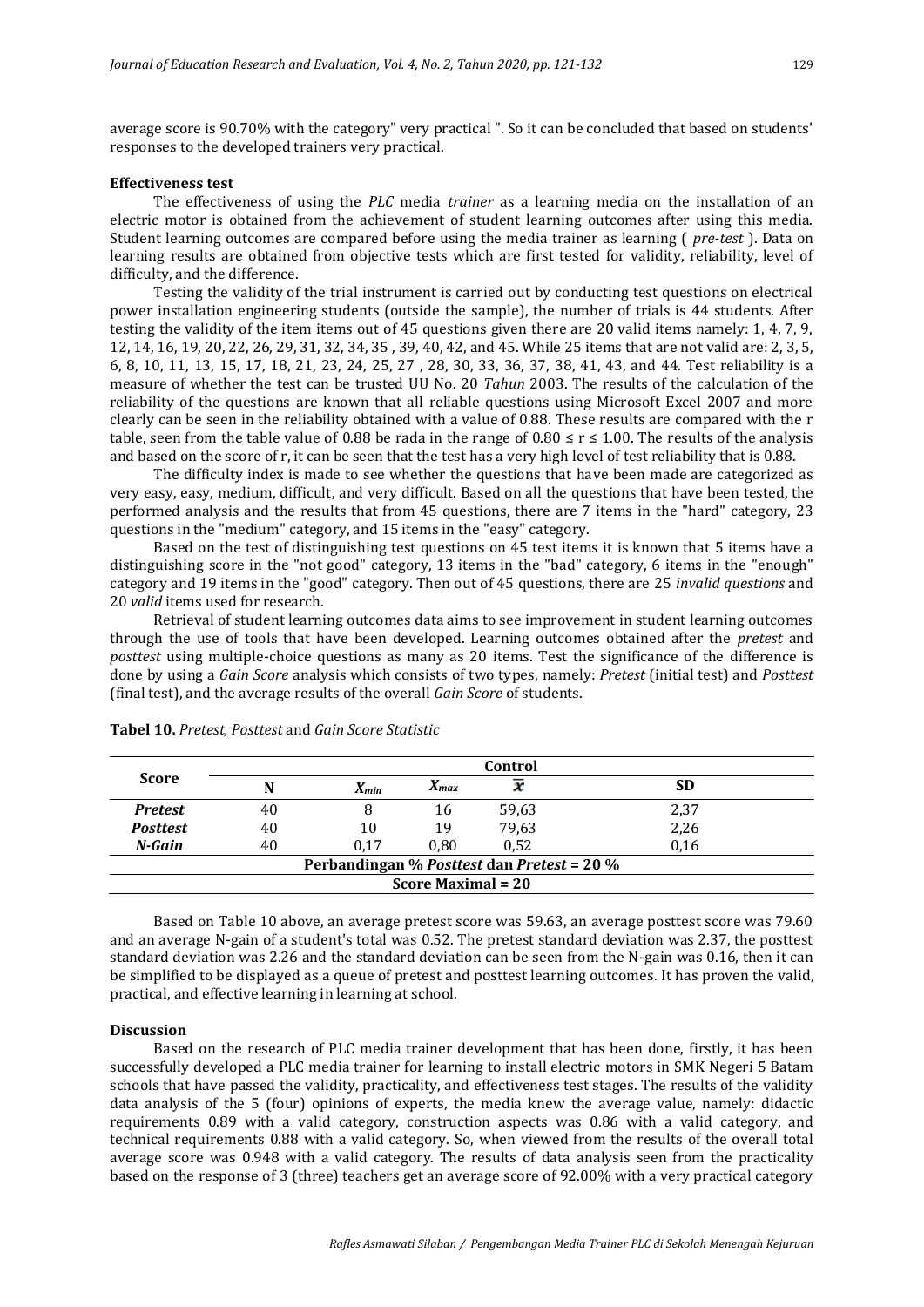average score is 90.70% with the category" very practical ". So it can be concluded that based on students' responses to the developed trainers very practical.

**Effectiveness test**

The effectiveness of using the *PLC* media *trainer* as a learning media on the installation of an electric motor is obtained from the achievement of student learning outcomes after using this media. Student learning outcomes are compared before using the media trainer as learning ( *pre-test* ). Data on learning results are obtained from objective tests which are first tested for validity, reliability, level of difficulty, and the difference.

Testing the validity of the trial instrument is carried out by conducting test questions on electrical power installation engineering students (outside the sample), the number of trials is 44 students. After testing the validity of the item items out of 45 questions given there are 20 valid items namely: 1, 4, 7, 9, 12, 14, 16, 19, 20, 22, 26, 29, 31, 32, 34, 35 , 39, 40, 42, and 45. While 25 items that are not valid are: 2, 3, 5, 6, 8, 10, 11, 13, 15, 17, 18, 21, 23, 24, 25, 27 , 28, 30, 33, 36, 37, 38, 41, 43, and 44. Test reliability is a measure of whether the test can be trusted UU No. 20 *Tahun* 2003. The results of the calculation of the reliability of the questions are known that all reliable questions using Microsoft Excel 2007 and more clearly can be seen in the reliability obtained with a value of 0.88. These results are compared with the r table, seen from the table value of 0.88 be rada in the range of 0.80 ≤ r ≤ 1.00. The results of the analysis and based on the score of r, it can be seen that the test has a very high level of test reliability that is 0.88.

The difficulty index is made to see whether the questions that have been made are categorized as very easy, easy, medium, difficult, and very difficult. Based on all the questions that have been tested, the performed analysis and the results that from 45 questions, there are 7 items in the "hard" category, 23 questions in the "medium" category, and 15 items in the "easy" category.

Based on the test of distinguishing test questions on 45 test items it is known that 5 items have a distinguishing score in the "not good" category, 13 items in the "bad" category, 6 items in the "enough" category and 19 items in the "good" category. Then out of 45 questions, there are 25 *invalid questions* and 20 *valid* items used for research.

Retrieval of student learning outcomes data aims to see improvement in student learning outcomes through the use of tools that have been developed. Learning outcomes obtained after the *pretest* and *posttest* using multiple-choice questions as many as 20 items. Test the significance of the difference is done by using a *Gain Score* analysis which consists of two types, namely: *Pretest* (initial test) and *Posttest* (final test), and the average results of the overall *Gain Score* of students.

**Tabel 10.** *Pretest, Posttest* and *Gain Score Statistic*

| Score | Control | | | | |
|---|---|---|---|---|---|
| | N | $X_{min}$ | $X_{max}$ | $\bar{x}$ | SD |
| ***Pretest*** | 40 | 8 | 16 | 59,63 | 2,37 |
| ***Posttest*** | 40 | 10 | 19 | 79,63 | 2,26 |
| ***N-Gain*** | 40 | 0,17 | 0,80 | 0,52 | 0,16 |
| **Perbandingan % *Posttest* dan *Pretest* = 20 %** | | | | | |
| **Score Maximal = 20** | | | | | |

Based on Table 10 above, an average pretest score was 59.63, an average posttest score was 79.60 and an average N-gain of a student's total was 0.52. The pretest standard deviation was 2.37, the posttest standard deviation was 2.26 and the standard deviation can be seen from the N-gain was 0.16, then it can be simplified to be displayed as a queue of pretest and posttest learning outcomes. It has proven the valid, practical, and effective learning in learning at school.

**Discussion**

Based on the research of PLC media trainer development that has been done, firstly, it has been successfully developed a PLC media trainer for learning to install electric motors in SMK Negeri 5 Batam schools that have passed the validity, practicality, and effectiveness test stages. The results of the validity data analysis of the 5 (four) opinions of experts, the media knew the average value, namely: didactic requirements 0.89 with a valid category, construction aspects was 0.86 with a valid category, and technical requirements 0.88 with a valid category. So, when viewed from the results of the overall total average score was 0.948 with a valid category. The results of data analysis seen from the practicality based on the response of 3 (three) teachers get an average score of 92.00% with a very practical category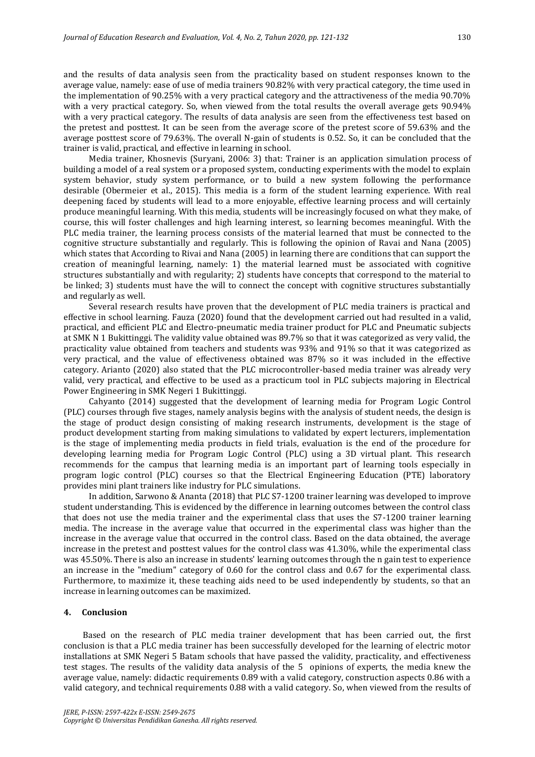and the results of data analysis seen from the practicality based on student responses known to the average value, namely: ease of use of media trainers 90.82% with very practical category, the time used in the implementation of 90.25% with a very practical category and the attractiveness of the media 90.70% with a very practical category. So, when viewed from the total results the overall average gets 90.94% with a very practical category. The results of data analysis are seen from the effectiveness test based on the pretest and posttest. It can be seen from the average score of the pretest score of 59.63% and the average posttest score of 79.63%. The overall N-gain of students is 0.52. So, it can be concluded that the trainer is valid, practical, and effective in learning in school.

Media trainer, Khosnevis (Suryani, 2006: 3) that: Trainer is an application simulation process of building a model of a real system or a proposed system, conducting experiments with the model to explain system behavior, study system performance, or to build a new system following the performance desirable (Obermeier et al., 2015). This media is a form of the student learning experience. With real deepening faced by students will lead to a more enjoyable, effective learning process and will certainly produce meaningful learning. With this media, students will be increasingly focused on what they make, of course, this will foster challenges and high learning interest, so learning becomes meaningful. With the PLC media trainer, the learning process consists of the material learned that must be connected to the cognitive structure substantially and regularly. This is following the opinion of Ravai and Nana (2005) which states that According to Rivai and Nana (2005) in learning there are conditions that can support the creation of meaningful learning, namely: 1) the material learned must be associated with cognitive structures substantially and with regularity; 2) students have concepts that correspond to the material to be linked; 3) students must have the will to connect the concept with cognitive structures substantially and regularly as well.

Several research results have proven that the development of PLC media trainers is practical and effective in school learning. Fauza (2020) found that the development carried out had resulted in a valid, practical, and efficient PLC and Electro-pneumatic media trainer product for PLC and Pneumatic subjects at SMK N 1 Bukittinggi. The validity value obtained was 89.7% so that it was categorized as very valid, the practicality value obtained from teachers and students was 93% and 91% so that it was categorized as very practical, and the value of effectiveness obtained was 87% so it was included in the effective category. Arianto (2020) also stated that the PLC microcontroller-based media trainer was already very valid, very practical, and effective to be used as a practicum tool in PLC subjects majoring in Electrical Power Engineering in SMK Negeri 1 Bukittinggi.

Cahyanto (2014) suggested that the development of learning media for Program Logic Control (PLC) courses through five stages, namely analysis begins with the analysis of student needs, the design is the stage of product design consisting of making research instruments, development is the stage of product development starting from making simulations to validated by expert lecturers, implementation is the stage of implementing media products in field trials, evaluation is the end of the procedure for developing learning media for Program Logic Control (PLC) using a 3D virtual plant. This research recommends for the campus that learning media is an important part of learning tools especially in program logic control (PLC) courses so that the Electrical Engineering Education (PTE) laboratory provides mini plant trainers like industry for PLC simulations.

In addition, Sarwono & Ananta (2018) that PLC S7-1200 trainer learning was developed to improve student understanding. This is evidenced by the difference in learning outcomes between the control class that does not use the media trainer and the experimental class that uses the S7-1200 trainer learning media. The increase in the average value that occurred in the experimental class was higher than the increase in the average value that occurred in the control class. Based on the data obtained, the average increase in the pretest and posttest values for the control class was 41.30%, while the experimental class was 45.50%. There is also an increase in students' learning outcomes through the n gain test to experience an increase in the "medium" category of 0.60 for the control class and 0.67 for the experimental class. Furthermore, to maximize it, these teaching aids need to be used independently by students, so that an increase in learning outcomes can be maximized.

## 4. Conclusion

Based on the research of PLC media trainer development that has been carried out, the first conclusion is that a PLC media trainer has been successfully developed for the learning of electric motor installations at SMK Negeri 5 Batam schools that have passed the validity, practicality, and effectiveness test stages. The results of the validity data analysis of the 5 opinions of experts, the media knew the average value, namely: didactic requirements 0.89 with a valid category, construction aspects 0.86 with a valid category, and technical requirements 0.88 with a valid category. So, when viewed from the results of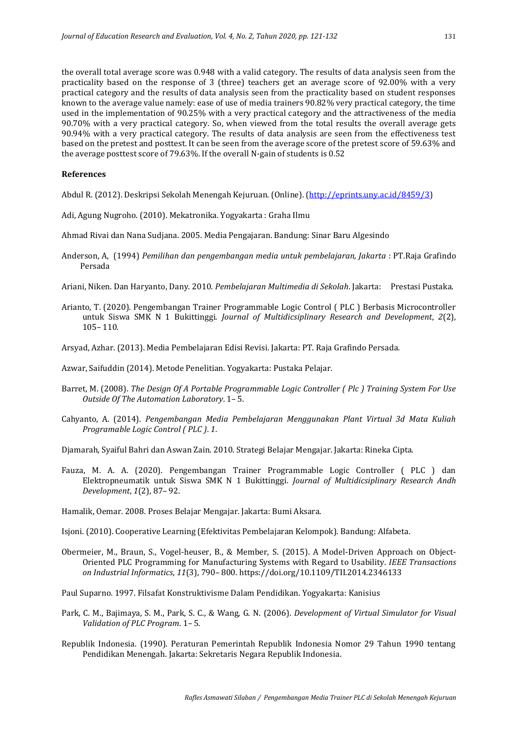the overall total average score was 0.948 with a valid category. The results of data analysis seen from the practicality based on the response of 3 (three) teachers get an average score of 92.00% with a very practical category and the results of data analysis seen from the practicality based on student responses known to the average value namely: ease of use of media trainers 90.82% very practical category, the time used in the implementation of 90.25% with a very practical category and the attractiveness of the media 90.70% with a very practical category. So, when viewed from the total results the overall average gets 90.94% with a very practical category. The results of data analysis are seen from the effectiveness test based on the pretest and posttest. It can be seen from the average score of the pretest score of 59.63% and the average posttest score of 79.63%. If the overall N-gain of students is 0.52

## References

Abdul R. (2012). Deskripsi Sekolah Menengah Kejuruan. (Online). (http://eprints.uny.ac.id/8459/3)

Adi, Agung Nugroho. (2010). Mekatronika. Yogyakarta : Graha Ilmu

Ahmad Rivai dan Nana Sudjana. 2005. Media Pengajaran. Bandung: Sinar Baru Algesindo

Anderson, A, (1994) *Pemilihan dan pengembangan media untuk pembelajaran, Jakarta* : PT.Raja Grafindo Persada

Ariani, Niken. Dan Haryanto, Dany. 2010. *Pembelajaran Multimedia di Sekolah*. Jakarta: Prestasi Pustaka.

Arianto, T. (2020). Pengembangan Trainer Programmable Logic Control ( PLC ) Berbasis Microcontroller untuk Siswa SMK N 1 Bukittinggi. *Journal of Multidicsiplinary Research and Development*, *2*(2), 105– 110.

Arsyad, Azhar. (2013). Media Pembelajaran Edisi Revisi. Jakarta: PT. Raja Grafindo Persada.

Azwar, Saifuddin (2014). Metode Penelitian. Yogyakarta: Pustaka Pelajar.

Barret, M. (2008). *The Design Of A Portable Programmable Logic Controller ( Plc ) Training System For Use Outside Of The Automation Laboratory*. 1– 5.

Cahyanto, A. (2014). *Pengembangan Media Pembelajaran Menggunakan Plant Virtual 3d Mata Kuliah Programable Logic Control ( PLC )*. *1*.

Djamarah, Syaiful Bahri dan Aswan Zain. 2010. Strategi Belajar Mengajar. Jakarta: Rineka Cipta.

Fauza, M. A. A. (2020). Pengembangan Trainer Programmable Logic Controller ( PLC ) dan Elektropneumatik untuk Siswa SMK N 1 Bukittinggi. *Journal of Multidicsiplinary Research Andh Development*, *1*(2), 87– 92.

Hamalik, Oemar. 2008. Proses Belajar Mengajar. Jakarta: Bumi Aksara.

Isjoni. (2010). Cooperative Learning (Efektivitas Pembelajaran Kelompok). Bandung: Alfabeta.

Obermeier, M., Braun, S., Vogel-heuser, B., & Member, S. (2015). A Model-Driven Approach on Object-Oriented PLC Programming for Manufacturing Systems with Regard to Usability. *IEEE Transactions on Industrial Informatics*, *11*(3), 790– 800. https://doi.org/10.1109/TII.2014.2346133

Paul Suparno. 1997. Filsafat Konstruktivisme Dalam Pendidikan. Yogyakarta: Kanisius

Park, C. M., Bajimaya, S. M., Park, S. C., & Wang, G. N. (2006). *Development of Virtual Simulator for Visual Validation of PLC Program*. 1– 5.

Republik Indonesia. (1990). Peraturan Pemerintah Republik Indonesia Nomor 29 Tahun 1990 tentang Pendidikan Menengah. Jakarta: Sekretaris Negara Republik Indonesia.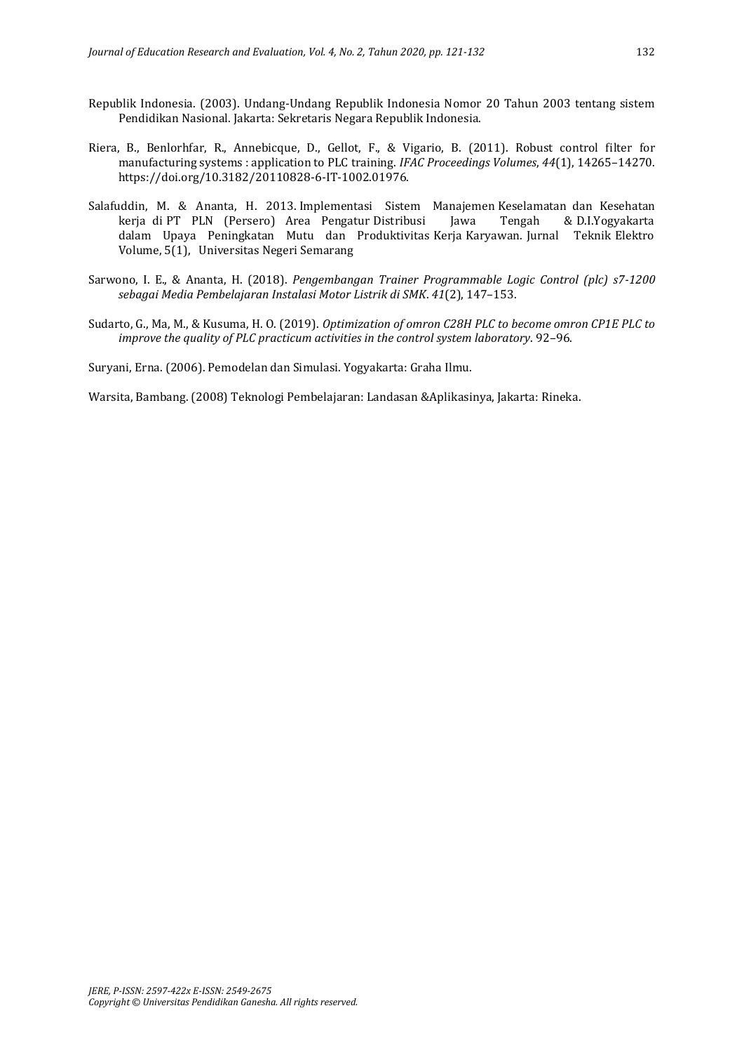Republik Indonesia. (2003). Undang-Undang Republik Indonesia Nomor 20 Tahun 2003 tentang sistem Pendidikan Nasional. Jakarta: Sekretaris Negara Republik Indonesia.

Riera, B., Benlorhfar, R., Annebicque, D., Gellot, F., & Vigario, B. (2011). Robust control filter for manufacturing systems : application to PLC training. *IFAC Proceedings Volumes*, *44*(1), 14265–14270. https://doi.org/10.3182/20110828-6-IT-1002.01976.

Salafuddin, M. & Ananta, H. 2013. Implementasi Sistem Manajemen Keselamatan dan Kesehatan kerja di PT PLN (Persero) Area Pengatur Distribusi Jawa Tengah & D.I.Yogyakarta dalam Upaya Peningkatan Mutu dan Produktivitas Kerja Karyawan. Jurnal Teknik Elektro Volume, 5(1), Universitas Negeri Semarang

Sarwono, I. E., & Ananta, H. (2018). *Pengembangan Trainer Programmable Logic Control (plc) s7-1200 sebagai Media Pembelajaran Instalasi Motor Listrik di SMK*. *41*(2), 147–153.

Sudarto, G., Ma, M., & Kusuma, H. O. (2019). *Optimization of omron C28H PLC to become omron CP1E PLC to improve the quality of PLC practicum activities in the control system laboratory*. 92–96.

Suryani, Erna. (2006). Pemodelan dan Simulasi. Yogyakarta: Graha Ilmu.

Warsita, Bambang. (2008) Teknologi Pembelajaran: Landasan &Aplikasinya, Jakarta: Rineka.